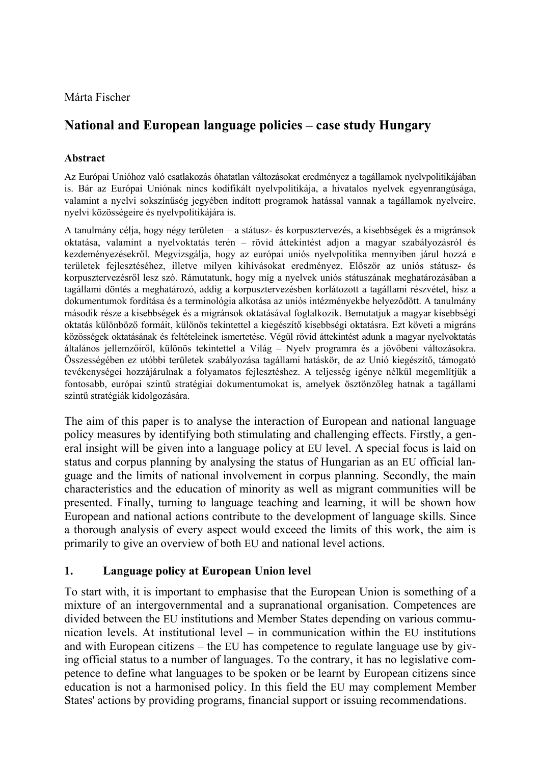Márta Fischer

# National and European language policies – case study Hungary

### Abstract

Az Európai Unióhoz való csatlakozás óhatatlan változásokat eredményez a tagállamok nyelvpolitikájában is. Bár az Európai Uniónak nincs kodifikált nyelvpolitikája, a hivatalos nyelvek egyenrangúsága, valamint a nyelvi sokszínűség jegyében indított programok hatással vannak a tagállamok nyelveire, nyelvi közösségeire és nyelvpolitikájára is.

A tanulmány célja, hogy négy területen – a státusz- és korpusztervezés, a kisebbségek és a migránsok oktatása, valamint a nyelvoktatás terén – rövid áttekintést adjon a magyar szabályozásról és kezdeményezésekről. Megvizsgálja, hogy az európai uniós nyelvpolitika mennyiben járul hozzá e területek fejlesztéséhez, illetve milyen kihívásokat eredményez. Először az uniós státusz- és korpusztervezésről lesz szó. Rámutatunk, hogy míg a nyelvek uniós státuszának meghatározásában a tagállami döntés a meghatározó, addig a korpusztervezésben korlátozott a tagállami részvétel, hisz a dokumentumok fordítása és a terminológia alkotása az uniós intézményekbe helyeződött. A tanulmány második része a kisebbségek és a migránsok oktatásával foglalkozik. Bemutatjuk a magyar kisebbségi oktatás különböző formáit, különös tekintettel a kiegészítő kisebbségi oktatásra. Ezt követi a migráns közösségek oktatásának és feltételeinek ismertetése. Végül rövid áttekintést adunk a magyar nyelvoktatás általános jellemzőiről, különös tekintettel a Világ – Nyelv programra és a jövőbeni változásokra. Összességében ez utóbbi területek szabályozása tagállami hatáskör, de az Unió kiegészítő, támogató tevékenységei hozzájárulnak a folyamatos fejlesztéshez. A teljesség igénye nélkül megemlítjük a fontosabb, európai szintű stratégiai dokumentumokat is, amelyek ösztönzőleg hatnak a tagállami szintű stratégiák kidolgozására.

The aim of this paper is to analyse the interaction of European and national language policy measures by identifying both stimulating and challenging effects. Firstly, a general insight will be given into a language policy at EU level. A special focus is laid on status and corpus planning by analysing the status of Hungarian as an EU official language and the limits of national involvement in corpus planning. Secondly, the main characteristics and the education of minority as well as migrant communities will be presented. Finally, turning to language teaching and learning, it will be shown how European and national actions contribute to the development of language skills. Since a thorough analysis of every aspect would exceed the limits of this work, the aim is primarily to give an overview of both EU and national level actions.

## 1. Language policy at European Union level

To start with, it is important to emphasise that the European Union is something of a mixture of an intergovernmental and a supranational organisation. Competences are divided between the EU institutions and Member States depending on various communication levels. At institutional level – in communication within the EU institutions and with European citizens – the EU has competence to regulate language use by giving official status to a number of languages. To the contrary, it has no legislative competence to define what languages to be spoken or be learnt by European citizens since education is not a harmonised policy. In this field the EU may complement Member States' actions by providing programs, financial support or issuing recommendations.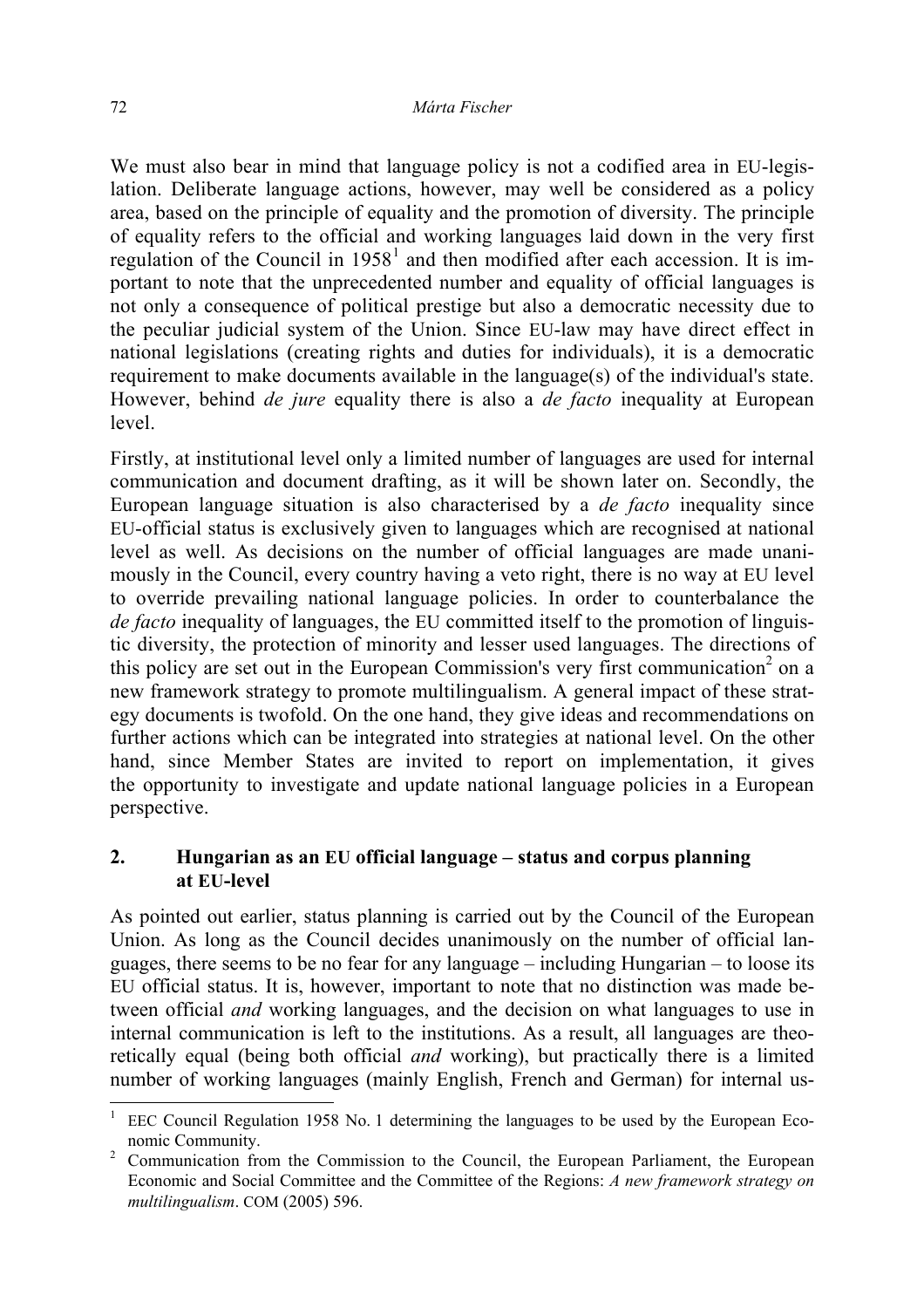We must also bear in mind that language policy is not a codified area in EU-legislation. Deliberate language actions, however, may well be considered as a policy area, based on the principle of equality and the promotion of diversity. The principle of equality refers to the official and working languages laid down in the very first regulation of the Council in 1958[1] and then modified after each accession. It is important to note that the unprecedented number and equality of official languages is not only a consequence of political prestige but also a democratic necessity due to the peculiar judicial system of the Union. Since EU-law may have direct effect in national legislations (creating rights and duties for individuals), it is a democratic requirement to make documents available in the language(s) of the individual's state. However, behind *de jure* equality there is also a *de facto* inequality at European level.

Firstly, at institutional level only a limited number of languages are used for internal communication and document drafting, as it will be shown later on. Secondly, the European language situation is also characterised by a *de facto* inequality since EU-official status is exclusively given to languages which are recognised at national level as well. As decisions on the number of official languages are made unanimously in the Council, every country having a veto right, there is no way at EU level to override prevailing national language policies. In order to counterbalance the *de facto* inequality of languages, the EU committed itself to the promotion of linguistic diversity, the protection of minority and lesser used languages. The directions of this policy are set out in the European Commission's very first communication[2] on a new framework strategy to promote multilingualism. A general impact of these strategy documents is twofold. On the one hand, they give ideas and recommendations on further actions which can be integrated into strategies at national level. On the other hand, since Member States are invited to report on implementation, it gives the opportunity to investigate and update national language policies in a European perspective.

## 2. Hungarian as an EU official language – status and corpus planning at EU-level

As pointed out earlier, status planning is carried out by the Council of the European Union. As long as the Council decides unanimously on the number of official languages, there seems to be no fear for any language – including Hungarian – to loose its EU official status. It is, however, important to note that no distinction was made between official *and* working languages, and the decision on what languages to use in internal communication is left to the institutions. As a result, all languages are theoretically equal (being both official *and* working), but practically there is a limited number of working languages (mainly English, French and German) for internal us-

---

[1] EEC Council Regulation 1958 No. 1 determining the languages to be used by the European Economic Community.

[2] Communication from the Commission to the Council, the European Parliament, the European Economic and Social Committee and the Committee of the Regions: *A new framework strategy on multilingualism*. COM (2005) 596.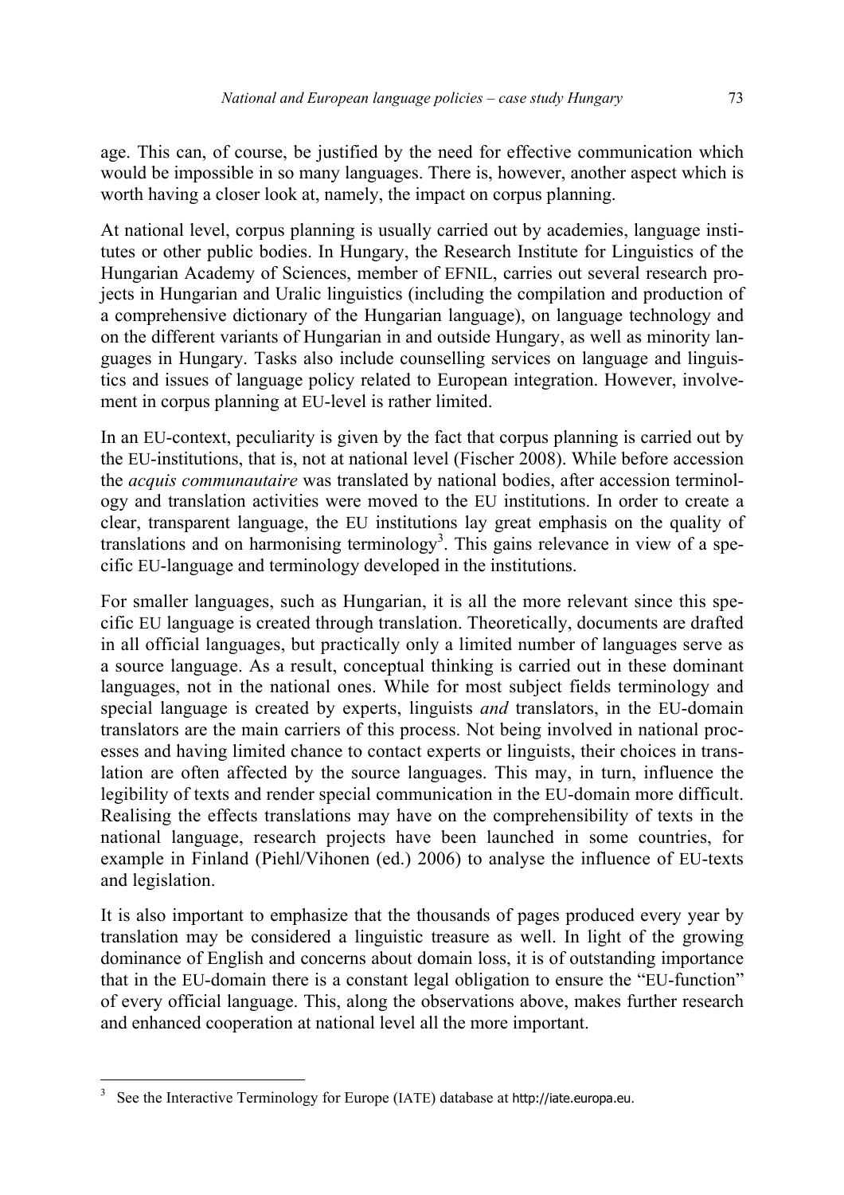age. This can, of course, be justified by the need for effective communication which would be impossible in so many languages. There is, however, another aspect which is worth having a closer look at, namely, the impact on corpus planning.

At national level, corpus planning is usually carried out by academies, language institutes or other public bodies. In Hungary, the Research Institute for Linguistics of the Hungarian Academy of Sciences, member of EFNIL, carries out several research projects in Hungarian and Uralic linguistics (including the compilation and production of a comprehensive dictionary of the Hungarian language), on language technology and on the different variants of Hungarian in and outside Hungary, as well as minority languages in Hungary. Tasks also include counselling services on language and linguistics and issues of language policy related to European integration. However, involvement in corpus planning at EU-level is rather limited.

In an EU-context, peculiarity is given by the fact that corpus planning is carried out by the EU-institutions, that is, not at national level (Fischer 2008). While before accession the *acquis communautaire* was translated by national bodies, after accession terminology and translation activities were moved to the EU institutions. In order to create a clear, transparent language, the EU institutions lay great emphasis on the quality of translations and on harmonising terminology[3]. This gains relevance in view of a specific EU-language and terminology developed in the institutions.

For smaller languages, such as Hungarian, it is all the more relevant since this specific EU language is created through translation. Theoretically, documents are drafted in all official languages, but practically only a limited number of languages serve as a source language. As a result, conceptual thinking is carried out in these dominant languages, not in the national ones. While for most subject fields terminology and special language is created by experts, linguists *and* translators, in the EU-domain translators are the main carriers of this process. Not being involved in national processes and having limited chance to contact experts or linguists, their choices in translation are often affected by the source languages. This may, in turn, influence the legibility of texts and render special communication in the EU-domain more difficult. Realising the effects translations may have on the comprehensibility of texts in the national language, research projects have been launched in some countries, for example in Finland (Piehl/Vihonen (ed.) 2006) to analyse the influence of EU-texts and legislation.

It is also important to emphasize that the thousands of pages produced every year by translation may be considered a linguistic treasure as well. In light of the growing dominance of English and concerns about domain loss, it is of outstanding importance that in the EU-domain there is a constant legal obligation to ensure the "EU-function" of every official language. This, along the observations above, makes further research and enhanced cooperation at national level all the more important.

[3] See the Interactive Terminology for Europe (IATE) database at http://iate.europa.eu.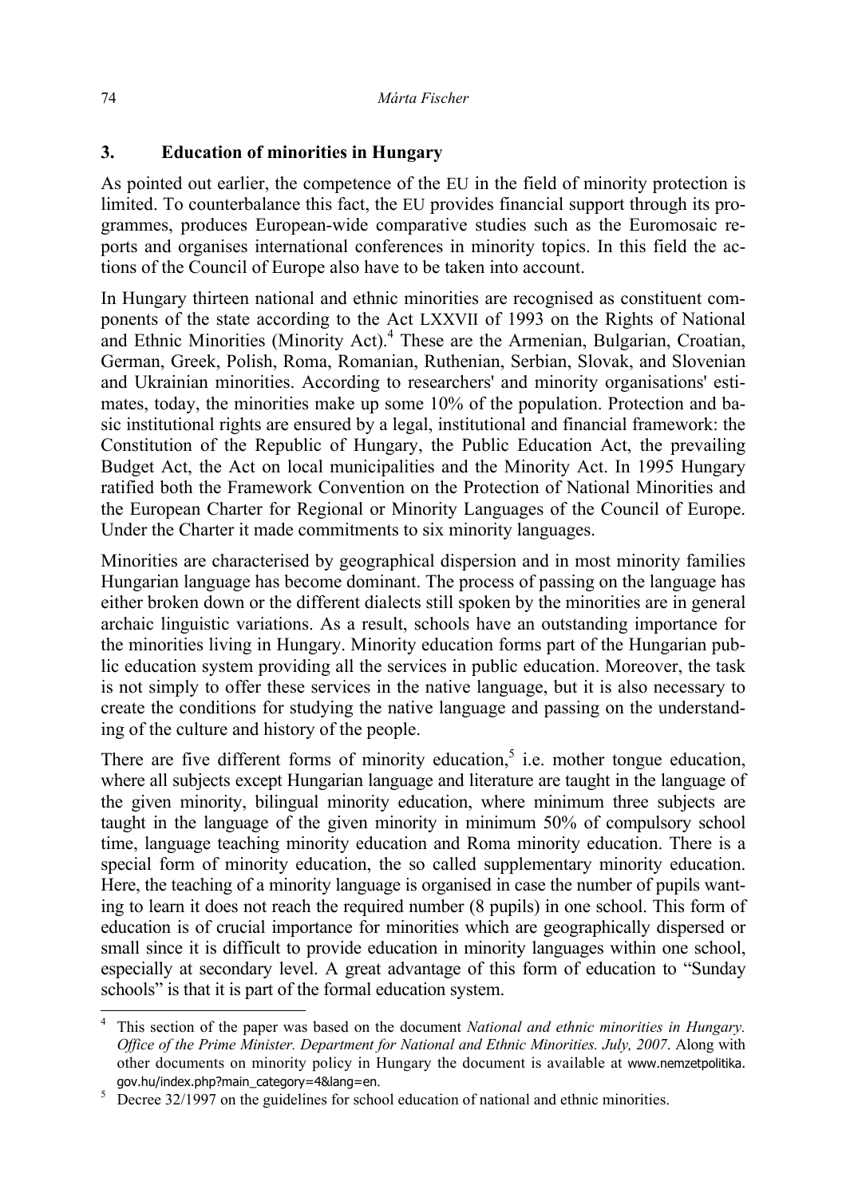## 3. Education of minorities in Hungary

As pointed out earlier, the competence of the EU in the field of minority protection is limited. To counterbalance this fact, the EU provides financial support through its programmes, produces European-wide comparative studies such as the Euromosaic reports and organises international conferences in minority topics. In this field the actions of the Council of Europe also have to be taken into account.

In Hungary thirteen national and ethnic minorities are recognised as constituent components of the state according to the Act LXXVII of 1993 on the Rights of National and Ethnic Minorities (Minority Act).[4] These are the Armenian, Bulgarian, Croatian, German, Greek, Polish, Roma, Romanian, Ruthenian, Serbian, Slovak, and Slovenian and Ukrainian minorities. According to researchers' and minority organisations' estimates, today, the minorities make up some 10% of the population. Protection and basic institutional rights are ensured by a legal, institutional and financial framework: the Constitution of the Republic of Hungary, the Public Education Act, the prevailing Budget Act, the Act on local municipalities and the Minority Act. In 1995 Hungary ratified both the Framework Convention on the Protection of National Minorities and the European Charter for Regional or Minority Languages of the Council of Europe. Under the Charter it made commitments to six minority languages.

Minorities are characterised by geographical dispersion and in most minority families Hungarian language has become dominant. The process of passing on the language has either broken down or the different dialects still spoken by the minorities are in general archaic linguistic variations. As a result, schools have an outstanding importance for the minorities living in Hungary. Minority education forms part of the Hungarian public education system providing all the services in public education. Moreover, the task is not simply to offer these services in the native language, but it is also necessary to create the conditions for studying the native language and passing on the understanding of the culture and history of the people.

There are five different forms of minority education,[5] i.e. mother tongue education, where all subjects except Hungarian language and literature are taught in the language of the given minority, bilingual minority education, where minimum three subjects are taught in the language of the given minority in minimum 50% of compulsory school time, language teaching minority education and Roma minority education. There is a special form of minority education, the so called supplementary minority education. Here, the teaching of a minority language is organised in case the number of pupils wanting to learn it does not reach the required number (8 pupils) in one school. This form of education is of crucial importance for minorities which are geographically dispersed or small since it is difficult to provide education in minority languages within one school, especially at secondary level. A great advantage of this form of education to "Sunday schools" is that it is part of the formal education system.

---

[4] This section of the paper was based on the document *National and ethnic minorities in Hungary. Office of the Prime Minister. Department for National and Ethnic Minorities. July, 2007*. Along with other documents on minority policy in Hungary the document is available at www.nemzetpolitika.gov.hu/index.php?main_category=4&lang=en.

[5] Decree 32/1997 on the guidelines for school education of national and ethnic minorities.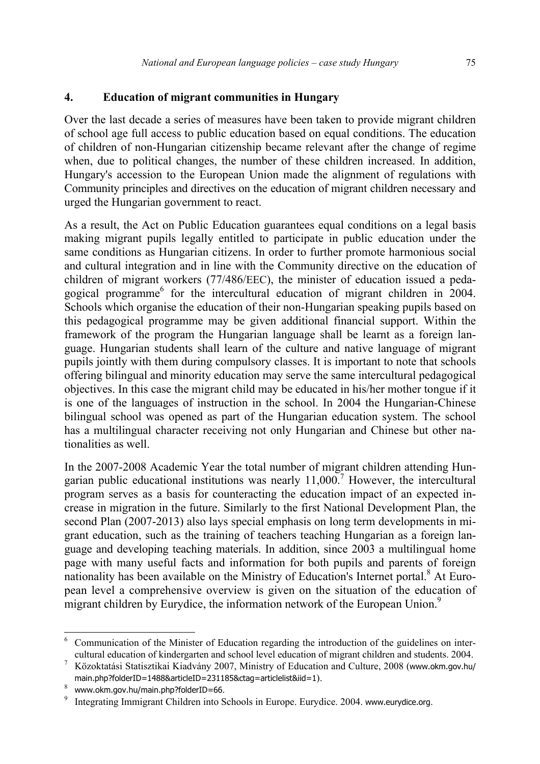## 4. Education of migrant communities in Hungary

Over the last decade a series of measures have been taken to provide migrant children of school age full access to public education based on equal conditions. The education of children of non-Hungarian citizenship became relevant after the change of regime when, due to political changes, the number of these children increased. In addition, Hungary's accession to the European Union made the alignment of regulations with Community principles and directives on the education of migrant children necessary and urged the Hungarian government to react.

As a result, the Act on Public Education guarantees equal conditions on a legal basis making migrant pupils legally entitled to participate in public education under the same conditions as Hungarian citizens. In order to further promote harmonious social and cultural integration and in line with the Community directive on the education of children of migrant workers (77/486/EEC), the minister of education issued a pedagogical programme[6] for the intercultural education of migrant children in 2004. Schools which organise the education of their non-Hungarian speaking pupils based on this pedagogical programme may be given additional financial support. Within the framework of the program the Hungarian language shall be learnt as a foreign language. Hungarian students shall learn of the culture and native language of migrant pupils jointly with them during compulsory classes. It is important to note that schools offering bilingual and minority education may serve the same intercultural pedagogical objectives. In this case the migrant child may be educated in his/her mother tongue if it is one of the languages of instruction in the school. In 2004 the Hungarian-Chinese bilingual school was opened as part of the Hungarian education system. The school has a multilingual character receiving not only Hungarian and Chinese but other nationalities as well.

In the 2007-2008 Academic Year the total number of migrant children attending Hungarian public educational institutions was nearly 11,000.[7] However, the intercultural program serves as a basis for counteracting the education impact of an expected increase in migration in the future. Similarly to the first National Development Plan, the second Plan (2007-2013) also lays special emphasis on long term developments in migrant education, such as the training of teachers teaching Hungarian as a foreign language and developing teaching materials. In addition, since 2003 a multilingual home page with many useful facts and information for both pupils and parents of foreign nationality has been available on the Ministry of Education's Internet portal.[8] At European level a comprehensive overview is given on the situation of the education of migrant children by Eurydice, the information network of the European Union.[9]

---

[6] Communication of the Minister of Education regarding the introduction of the guidelines on intercultural education of kindergarten and school level education of migrant children and students. 2004.

[7] Közoktatási Statisztikai Kiadvány 2007, Ministry of Education and Culture, 2008 (www.okm.gov.hu/main.php?folderID=1488&articleID=231185&ctag=articlelist&iid=1).

[8] www.okm.gov.hu/main.php?folderID=66.

[9] Integrating Immigrant Children into Schools in Europe. Eurydice. 2004. www.eurydice.org.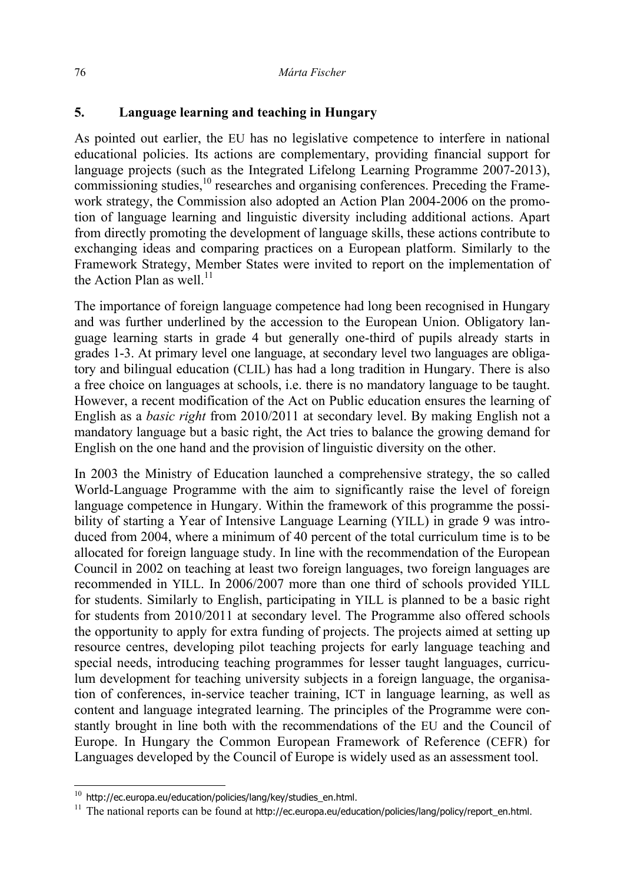## 5. Language learning and teaching in Hungary

As pointed out earlier, the EU has no legislative competence to interfere in national educational policies. Its actions are complementary, providing financial support for language projects (such as the Integrated Lifelong Learning Programme 2007-2013), commissioning studies,[10] researches and organising conferences. Preceding the Framework strategy, the Commission also adopted an Action Plan 2004-2006 on the promotion of language learning and linguistic diversity including additional actions. Apart from directly promoting the development of language skills, these actions contribute to exchanging ideas and comparing practices on a European platform. Similarly to the Framework Strategy, Member States were invited to report on the implementation of the Action Plan as well.[11]

The importance of foreign language competence had long been recognised in Hungary and was further underlined by the accession to the European Union. Obligatory language learning starts in grade 4 but generally one-third of pupils already starts in grades 1-3. At primary level one language, at secondary level two languages are obligatory and bilingual education (CLIL) has had a long tradition in Hungary. There is also a free choice on languages at schools, i.e. there is no mandatory language to be taught. However, a recent modification of the Act on Public education ensures the learning of English as a *basic right* from 2010/2011 at secondary level. By making English not a mandatory language but a basic right, the Act tries to balance the growing demand for English on the one hand and the provision of linguistic diversity on the other.

In 2003 the Ministry of Education launched a comprehensive strategy, the so called World-Language Programme with the aim to significantly raise the level of foreign language competence in Hungary. Within the framework of this programme the possibility of starting a Year of Intensive Language Learning (YILL) in grade 9 was introduced from 2004, where a minimum of 40 percent of the total curriculum time is to be allocated for foreign language study. In line with the recommendation of the European Council in 2002 on teaching at least two foreign languages, two foreign languages are recommended in YILL. In 2006/2007 more than one third of schools provided YILL for students. Similarly to English, participating in YILL is planned to be a basic right for students from 2010/2011 at secondary level. The Programme also offered schools the opportunity to apply for extra funding of projects. The projects aimed at setting up resource centres, developing pilot teaching projects for early language teaching and special needs, introducing teaching programmes for lesser taught languages, curriculum development for teaching university subjects in a foreign language, the organisation of conferences, in-service teacher training, ICT in language learning, as well as content and language integrated learning. The principles of the Programme were constantly brought in line both with the recommendations of the EU and the Council of Europe. In Hungary the Common European Framework of Reference (CEFR) for Languages developed by the Council of Europe is widely used as an assessment tool.

---

[10] http://ec.europa.eu/education/policies/lang/key/studies_en.html.

[11] The national reports can be found at http://ec.europa.eu/education/policies/lang/policy/report_en.html.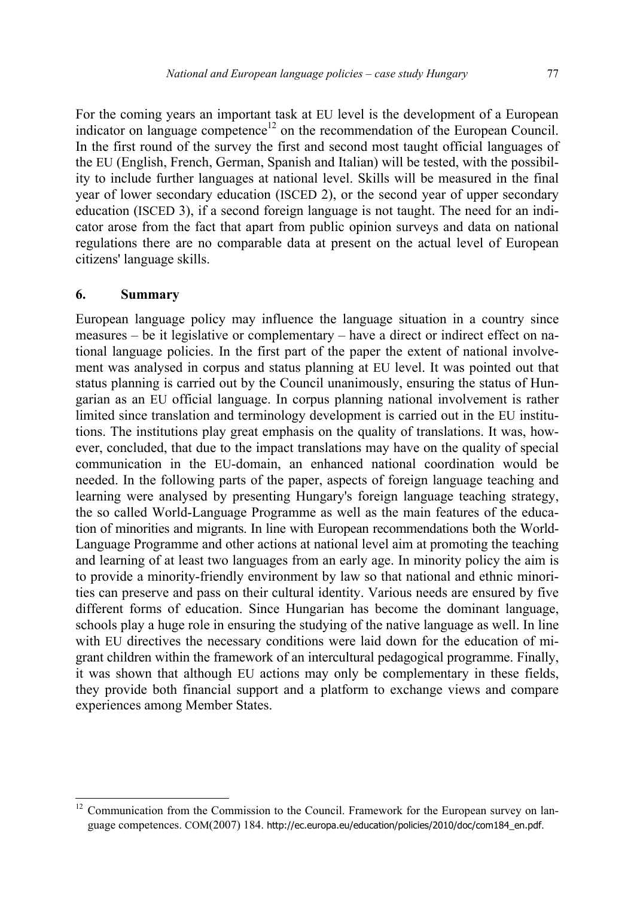For the coming years an important task at EU level is the development of a European indicator on language competence[12] on the recommendation of the European Council. In the first round of the survey the first and second most taught official languages of the EU (English, French, German, Spanish and Italian) will be tested, with the possibility to include further languages at national level. Skills will be measured in the final year of lower secondary education (ISCED 2), or the second year of upper secondary education (ISCED 3), if a second foreign language is not taught. The need for an indicator arose from the fact that apart from public opinion surveys and data on national regulations there are no comparable data at present on the actual level of European citizens' language skills.

## 6. Summary

European language policy may influence the language situation in a country since measures – be it legislative or complementary – have a direct or indirect effect on national language policies. In the first part of the paper the extent of national involvement was analysed in corpus and status planning at EU level. It was pointed out that status planning is carried out by the Council unanimously, ensuring the status of Hungarian as an EU official language. In corpus planning national involvement is rather limited since translation and terminology development is carried out in the EU institutions. The institutions play great emphasis on the quality of translations. It was, however, concluded, that due to the impact translations may have on the quality of special communication in the EU-domain, an enhanced national coordination would be needed. In the following parts of the paper, aspects of foreign language teaching and learning were analysed by presenting Hungary's foreign language teaching strategy, the so called World-Language Programme as well as the main features of the education of minorities and migrants. In line with European recommendations both the World-Language Programme and other actions at national level aim at promoting the teaching and learning of at least two languages from an early age. In minority policy the aim is to provide a minority-friendly environment by law so that national and ethnic minorities can preserve and pass on their cultural identity. Various needs are ensured by five different forms of education. Since Hungarian has become the dominant language, schools play a huge role in ensuring the studying of the native language as well. In line with EU directives the necessary conditions were laid down for the education of migrant children within the framework of an intercultural pedagogical programme. Finally, it was shown that although EU actions may only be complementary in these fields, they provide both financial support and a platform to exchange views and compare experiences among Member States.

---

[12] Communication from the Commission to the Council. Framework for the European survey on language competences. COM(2007) 184. http://ec.europa.eu/education/policies/2010/doc/com184_en.pdf.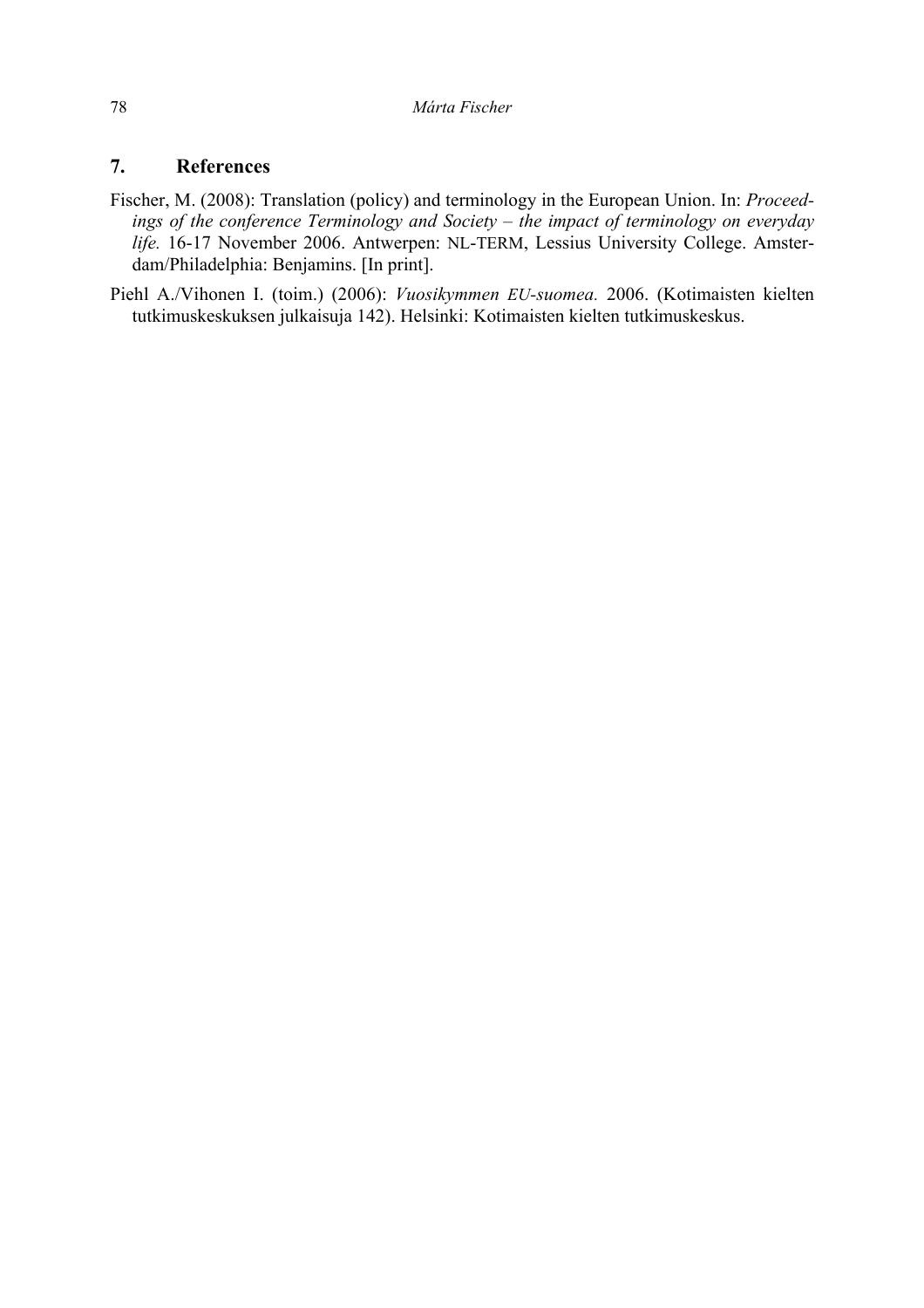## 7. References

Fischer, M. (2008): Translation (policy) and terminology in the European Union. In: *Proceedings of the conference Terminology and Society – the impact of terminology on everyday life.* 16-17 November 2006. Antwerpen: NL-TERM, Lessius University College. Amsterdam/Philadelphia: Benjamins. [In print].

Piehl A./Vihonen I. (toim.) (2006): *Vuosikymmen EU-suomea.* 2006. (Kotimaisten kielten tutkimuskeskuksen julkaisuja 142). Helsinki: Kotimaisten kielten tutkimuskeskus.